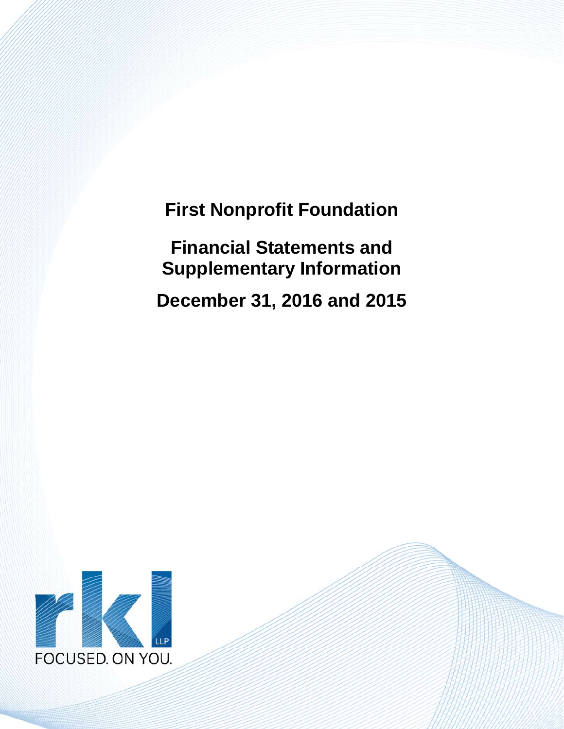# First Nonprofit Foundation

## Financial Statements and Supplementary Information

## December 31, 2016 and 2015

rkl LLP

FOCUSED. ON YOU.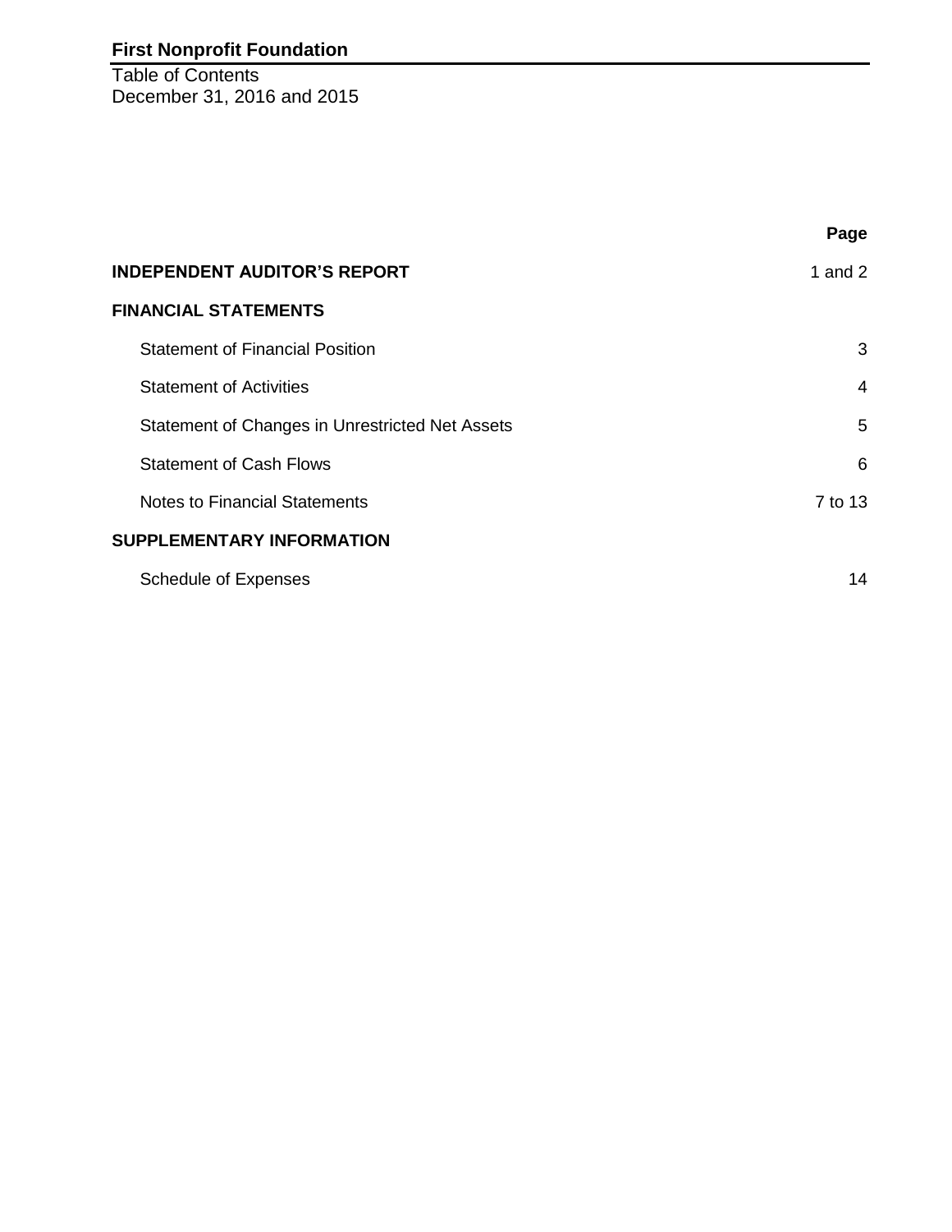**First Nonprofit Foundation**

Table of Contents
December 31, 2016 and 2015

| | Page |
|---|---|
| **INDEPENDENT AUDITOR'S REPORT** | 1 and 2 |
| **FINANCIAL STATEMENTS** | |
| Statement of Financial Position | 3 |
| Statement of Activities | 4 |
| Statement of Changes in Unrestricted Net Assets | 5 |
| Statement of Cash Flows | 6 |
| Notes to Financial Statements | 7 to 13 |
| **SUPPLEMENTARY INFORMATION** | |
| Schedule of Expenses | 14 |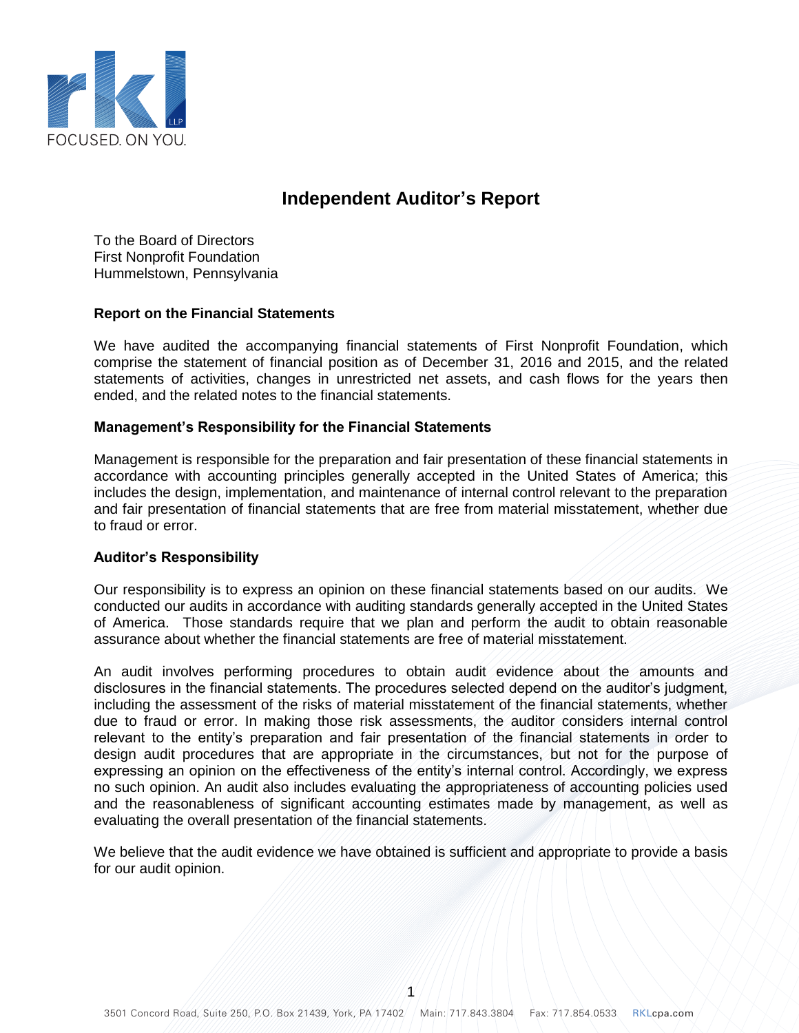# Independent Auditor's Report

To the Board of Directors
First Nonprofit Foundation
Hummelstown, Pennsylvania

### Report on the Financial Statements

We have audited the accompanying financial statements of First Nonprofit Foundation, which comprise the statement of financial position as of December 31, 2016 and 2015, and the related statements of activities, changes in unrestricted net assets, and cash flows for the years then ended, and the related notes to the financial statements.

### Management's Responsibility for the Financial Statements

Management is responsible for the preparation and fair presentation of these financial statements in accordance with accounting principles generally accepted in the United States of America; this includes the design, implementation, and maintenance of internal control relevant to the preparation and fair presentation of financial statements that are free from material misstatement, whether due to fraud or error.

### Auditor's Responsibility

Our responsibility is to express an opinion on these financial statements based on our audits. We conducted our audits in accordance with auditing standards generally accepted in the United States of America. Those standards require that we plan and perform the audit to obtain reasonable assurance about whether the financial statements are free of material misstatement.

An audit involves performing procedures to obtain audit evidence about the amounts and disclosures in the financial statements. The procedures selected depend on the auditor's judgment, including the assessment of the risks of material misstatement of the financial statements, whether due to fraud or error. In making those risk assessments, the auditor considers internal control relevant to the entity's preparation and fair presentation of the financial statements in order to design audit procedures that are appropriate in the circumstances, but not for the purpose of expressing an opinion on the effectiveness of the entity's internal control. Accordingly, we express no such opinion. An audit also includes evaluating the appropriateness of accounting policies used and the reasonableness of significant accounting estimates made by management, as well as evaluating the overall presentation of the financial statements.

We believe that the audit evidence we have obtained is sufficient and appropriate to provide a basis for our audit opinion.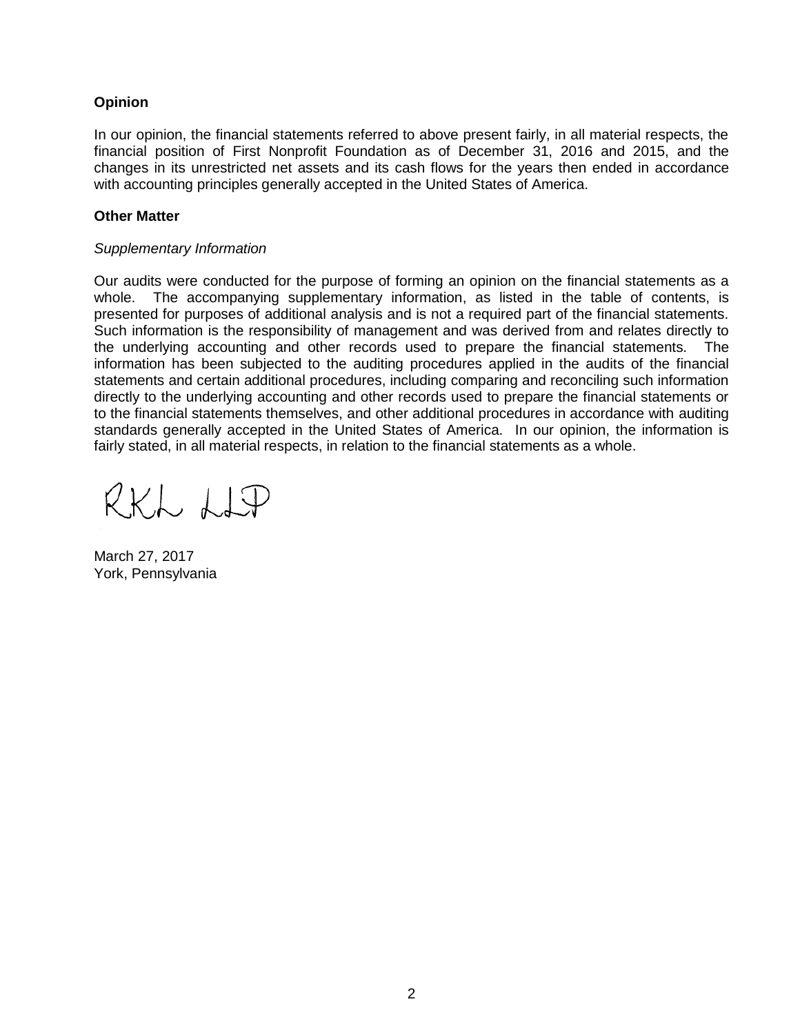**Opinion**

In our opinion, the financial statements referred to above present fairly, in all material respects, the financial position of First Nonprofit Foundation as of December 31, 2016 and 2015, and the changes in its unrestricted net assets and its cash flows for the years then ended in accordance with accounting principles generally accepted in the United States of America.

**Other Matter**

*Supplementary Information*

Our audits were conducted for the purpose of forming an opinion on the financial statements as a whole. The accompanying supplementary information, as listed in the table of contents, is presented for purposes of additional analysis and is not a required part of the financial statements. Such information is the responsibility of management and was derived from and relates directly to the underlying accounting and other records used to prepare the financial statements. The information has been subjected to the auditing procedures applied in the audits of the financial statements and certain additional procedures, including comparing and reconciling such information directly to the underlying accounting and other records used to prepare the financial statements or to the financial statements themselves, and other additional procedures in accordance with auditing standards generally accepted in the United States of America. In our opinion, the information is fairly stated, in all material respects, in relation to the financial statements as a whole.

RKL LLP

March 27, 2017
York, Pennsylvania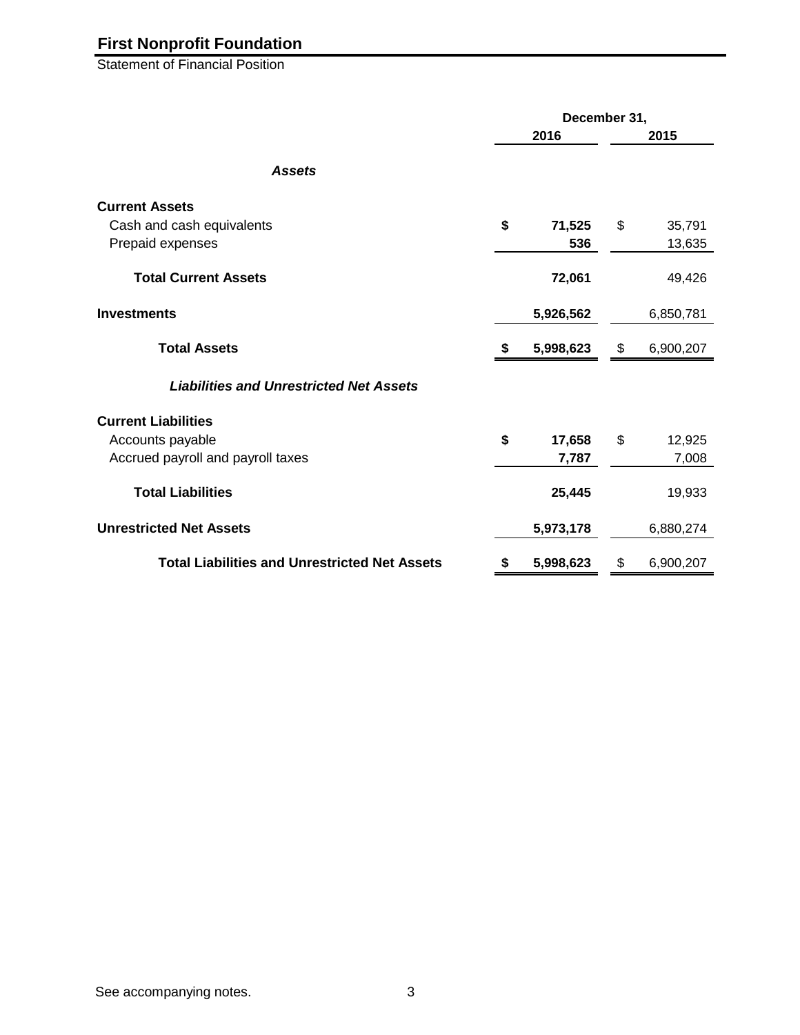# First Nonprofit Foundation

Statement of Financial Position

| | December 31, 2016 | December 31, 2015 |
|---|---|---|
| ***Assets*** | | |
| **Current Assets** | | |
| Cash and cash equivalents | **$ 71,525** | $ 35,791 |
| Prepaid expenses | **536** | 13,635 |
| **Total Current Assets** | **72,061** | 49,426 |
| **Investments** | **5,926,562** | 6,850,781 |
| **Total Assets** | **$ 5,998,623** | $ 6,900,207 |
| ***Liabilities and Unrestricted Net Assets*** | | |
| **Current Liabilities** | | |
| Accounts payable | **$ 17,658** | $ 12,925 |
| Accrued payroll and payroll taxes | **7,787** | 7,008 |
| **Total Liabilities** | **25,445** | 19,933 |
| **Unrestricted Net Assets** | **5,973,178** | 6,880,274 |
| **Total Liabilities and Unrestricted Net Assets** | **$ 5,998,623** | $ 6,900,207 |

See accompanying notes.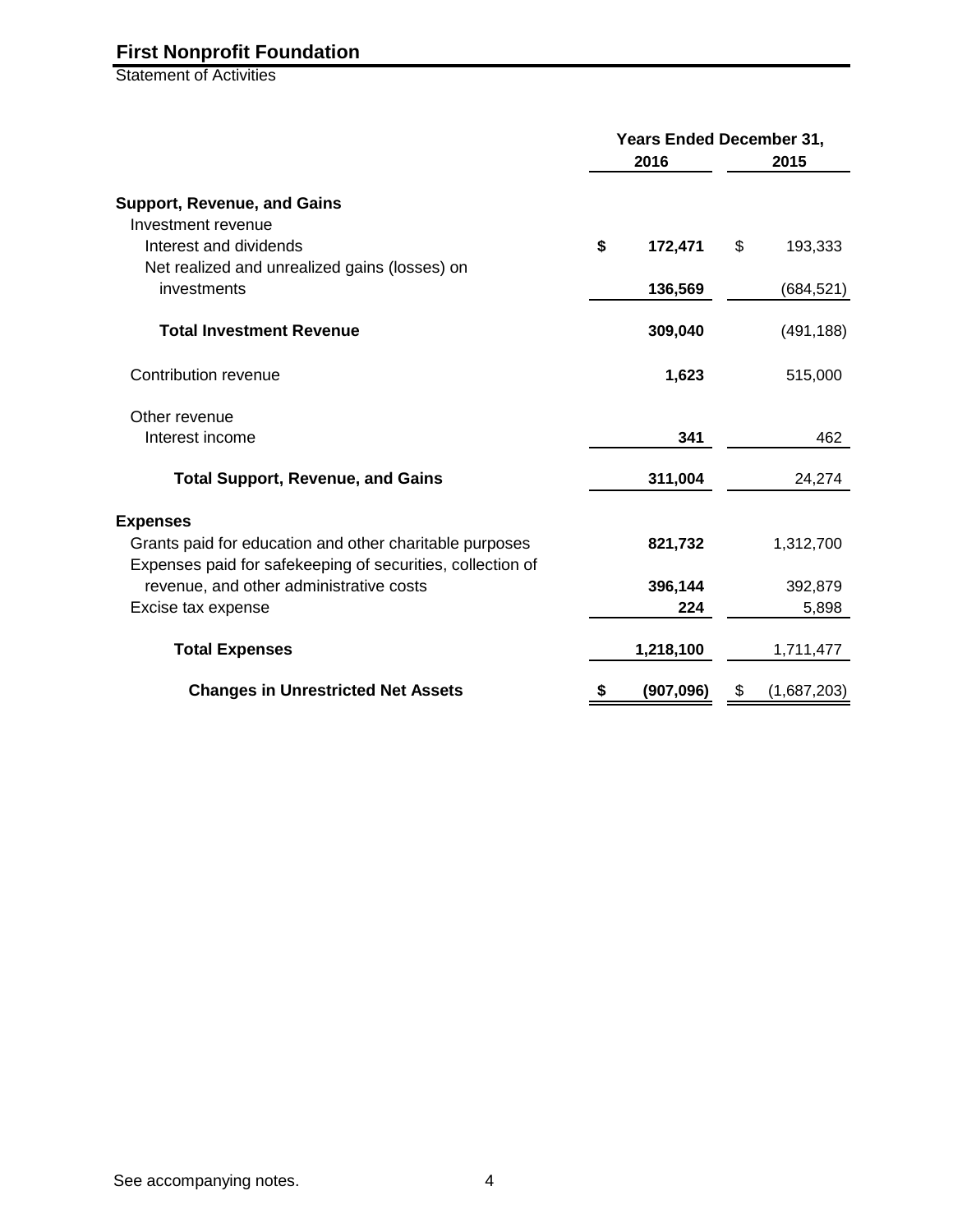# First Nonprofit Foundation

Statement of Activities

| | Years Ended December 31, 2016 | 2015 |
|---|---|---|
| **Support, Revenue, and Gains** | | |
| Investment revenue | | |
| Interest and dividends | **$ 172,471** | $ 193,333 |
| Net realized and unrealized gains (losses) on investments | **136,569** | (684,521) |
| **Total Investment Revenue** | **309,040** | (491,188) |
| Contribution revenue | **1,623** | 515,000 |
| Other revenue | | |
| Interest income | **341** | 462 |
| **Total Support, Revenue, and Gains** | **311,004** | 24,274 |
| **Expenses** | | |
| Grants paid for education and other charitable purposes | **821,732** | 1,312,700 |
| Expenses paid for safekeeping of securities, collection of revenue, and other administrative costs | **396,144** | 392,879 |
| Excise tax expense | **224** | 5,898 |
| **Total Expenses** | **1,218,100** | 1,711,477 |
| **Changes in Unrestricted Net Assets** | **$ (907,096)** | $ (1,687,203) |

See accompanying notes.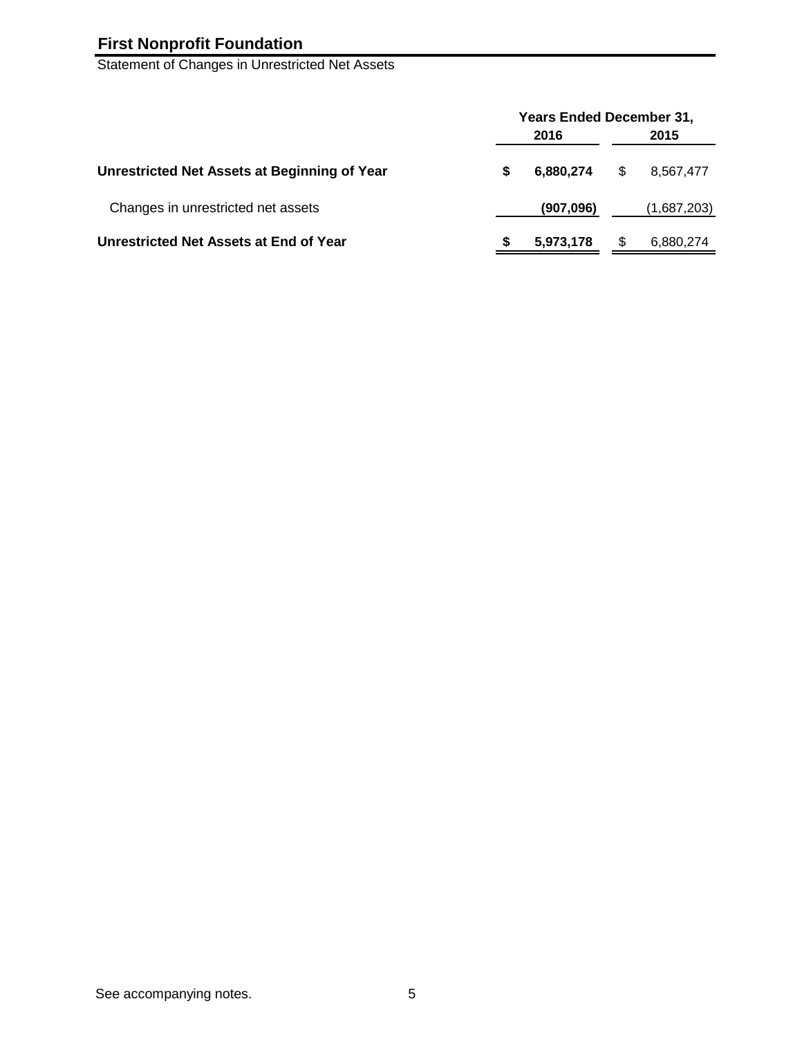# First Nonprofit Foundation

Statement of Changes in Unrestricted Net Assets

| | Years Ended December 31, | |
|---|---|---|
| | **2016** | **2015** |
| **Unrestricted Net Assets at Beginning of Year** | **$ 6,880,274** | $ 8,567,477 |
| Changes in unrestricted net assets | **(907,096)** | (1,687,203) |
| **Unrestricted Net Assets at End of Year** | **$ 5,973,178** | $ 6,880,274 |

See accompanying notes.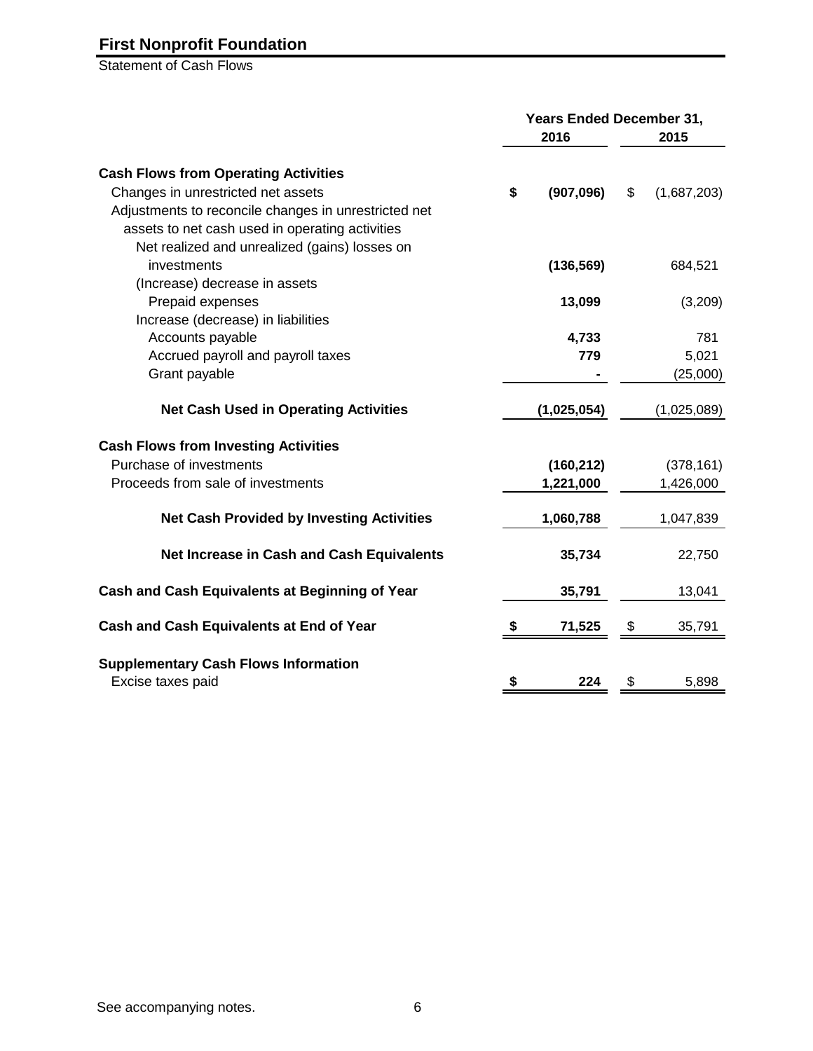# First Nonprofit Foundation

Statement of Cash Flows

| | Years Ended December 31, | |
|---|---|---|
| | 2016 | 2015 |
| **Cash Flows from Operating Activities** | | |
| Changes in unrestricted net assets | **$ (907,096)** | $ (1,687,203) |
| Adjustments to reconcile changes in unrestricted net assets to net cash used in operating activities | | |
| Net realized and unrealized (gains) losses on investments | **(136,569)** | 684,521 |
| (Increase) decrease in assets | | |
| Prepaid expenses | **13,099** | (3,209) |
| Increase (decrease) in liabilities | | |
| Accounts payable | **4,733** | 781 |
| Accrued payroll and payroll taxes | **779** | 5,021 |
| Grant payable | **-** | (25,000) |
| **Net Cash Used in Operating Activities** | **(1,025,054)** | (1,025,089) |
| **Cash Flows from Investing Activities** | | |
| Purchase of investments | **(160,212)** | (378,161) |
| Proceeds from sale of investments | **1,221,000** | 1,426,000 |
| **Net Cash Provided by Investing Activities** | **1,060,788** | 1,047,839 |
| **Net Increase in Cash and Cash Equivalents** | **35,734** | 22,750 |
| **Cash and Cash Equivalents at Beginning of Year** | **35,791** | 13,041 |
| **Cash and Cash Equivalents at End of Year** | **$ 71,525** | $ 35,791 |
| **Supplementary Cash Flows Information** | | |
| Excise taxes paid | **$ 224** | $ 5,898 |

See accompanying notes.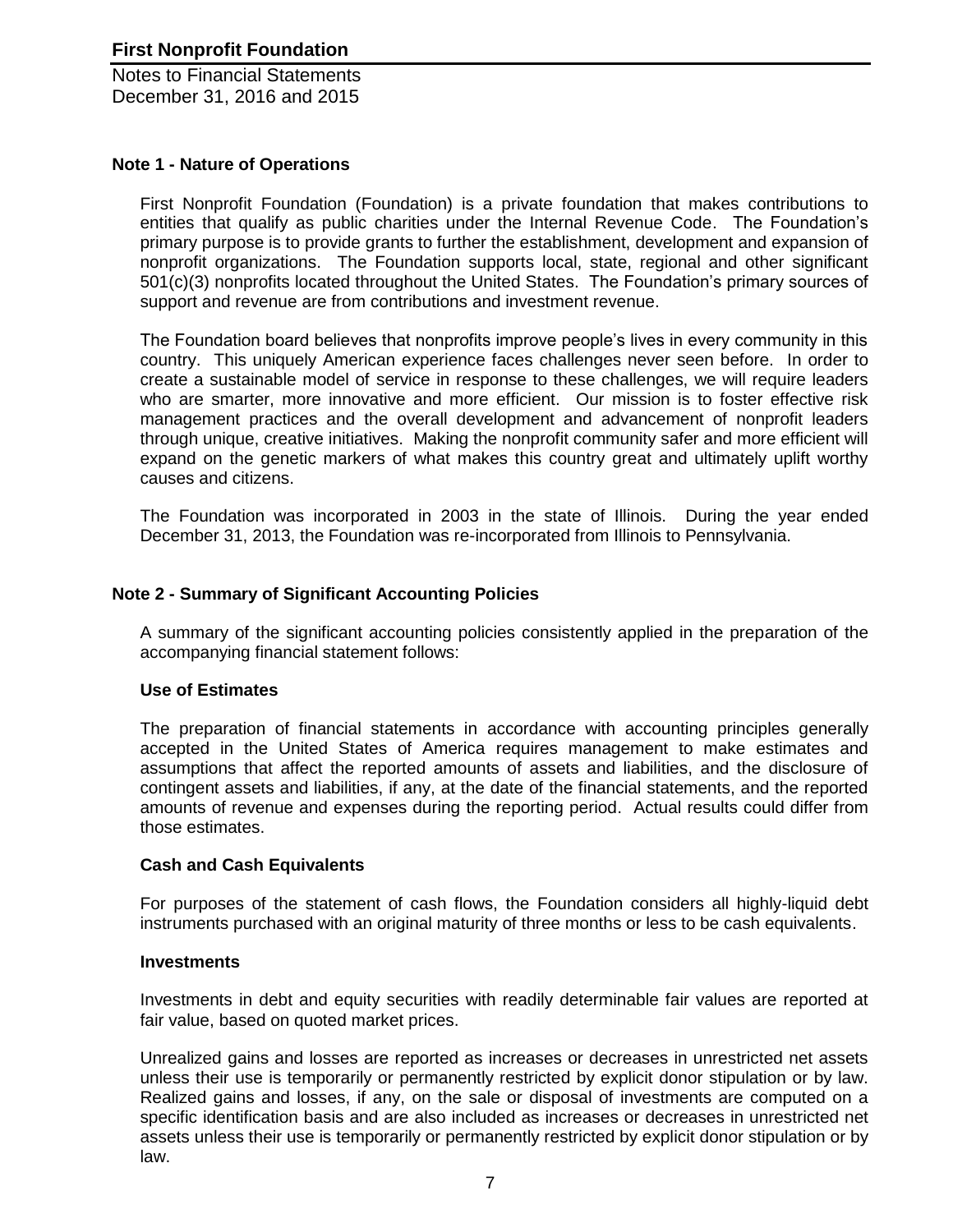# First Nonprofit Foundation

Notes to Financial Statements
December 31, 2016 and 2015

## Note 1 - Nature of Operations

First Nonprofit Foundation (Foundation) is a private foundation that makes contributions to entities that qualify as public charities under the Internal Revenue Code. The Foundation's primary purpose is to provide grants to further the establishment, development and expansion of nonprofit organizations. The Foundation supports local, state, regional and other significant 501(c)(3) nonprofits located throughout the United States. The Foundation's primary sources of support and revenue are from contributions and investment revenue.

The Foundation board believes that nonprofits improve people's lives in every community in this country. This uniquely American experience faces challenges never seen before. In order to create a sustainable model of service in response to these challenges, we will require leaders who are smarter, more innovative and more efficient. Our mission is to foster effective risk management practices and the overall development and advancement of nonprofit leaders through unique, creative initiatives. Making the nonprofit community safer and more efficient will expand on the genetic markers of what makes this country great and ultimately uplift worthy causes and citizens.

The Foundation was incorporated in 2003 in the state of Illinois. During the year ended December 31, 2013, the Foundation was re-incorporated from Illinois to Pennsylvania.

## Note 2 - Summary of Significant Accounting Policies

A summary of the significant accounting policies consistently applied in the preparation of the accompanying financial statement follows:

### Use of Estimates

The preparation of financial statements in accordance with accounting principles generally accepted in the United States of America requires management to make estimates and assumptions that affect the reported amounts of assets and liabilities, and the disclosure of contingent assets and liabilities, if any, at the date of the financial statements, and the reported amounts of revenue and expenses during the reporting period. Actual results could differ from those estimates.

### Cash and Cash Equivalents

For purposes of the statement of cash flows, the Foundation considers all highly-liquid debt instruments purchased with an original maturity of three months or less to be cash equivalents.

### Investments

Investments in debt and equity securities with readily determinable fair values are reported at fair value, based on quoted market prices.

Unrealized gains and losses are reported as increases or decreases in unrestricted net assets unless their use is temporarily or permanently restricted by explicit donor stipulation or by law. Realized gains and losses, if any, on the sale or disposal of investments are computed on a specific identification basis and are also included as increases or decreases in unrestricted net assets unless their use is temporarily or permanently restricted by explicit donor stipulation or by law.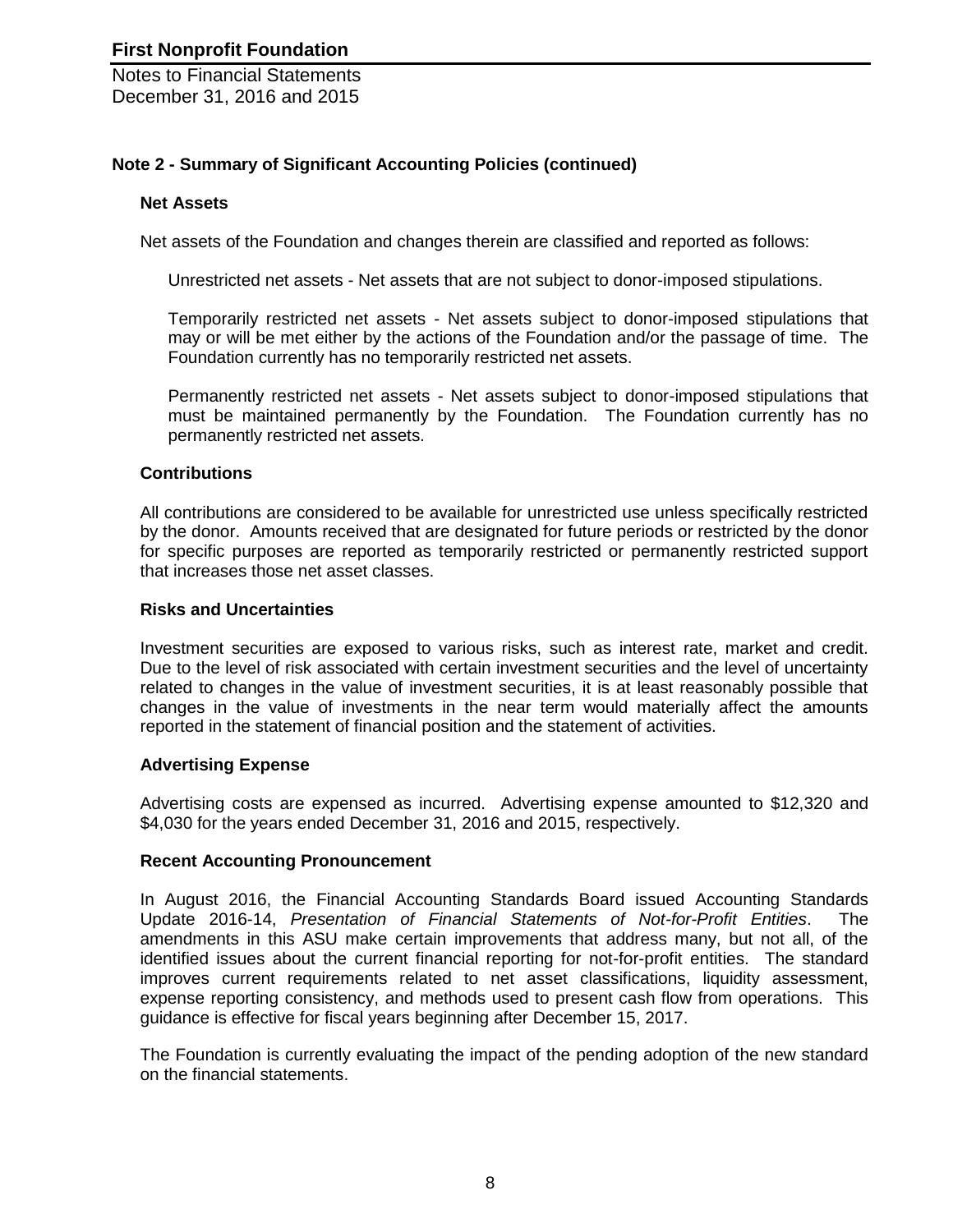## Note 2 - Summary of Significant Accounting Policies (continued)

### Net Assets

Net assets of the Foundation and changes therein are classified and reported as follows:

Unrestricted net assets - Net assets that are not subject to donor-imposed stipulations.

Temporarily restricted net assets - Net assets subject to donor-imposed stipulations that may or will be met either by the actions of the Foundation and/or the passage of time. The Foundation currently has no temporarily restricted net assets.

Permanently restricted net assets - Net assets subject to donor-imposed stipulations that must be maintained permanently by the Foundation. The Foundation currently has no permanently restricted net assets.

### Contributions

All contributions are considered to be available for unrestricted use unless specifically restricted by the donor. Amounts received that are designated for future periods or restricted by the donor for specific purposes are reported as temporarily restricted or permanently restricted support that increases those net asset classes.

### Risks and Uncertainties

Investment securities are exposed to various risks, such as interest rate, market and credit. Due to the level of risk associated with certain investment securities and the level of uncertainty related to changes in the value of investment securities, it is at least reasonably possible that changes in the value of investments in the near term would materially affect the amounts reported in the statement of financial position and the statement of activities.

### Advertising Expense

Advertising costs are expensed as incurred. Advertising expense amounted to $12,320 and $4,030 for the years ended December 31, 2016 and 2015, respectively.

### Recent Accounting Pronouncement

In August 2016, the Financial Accounting Standards Board issued Accounting Standards Update 2016-14, *Presentation of Financial Statements of Not-for-Profit Entities*. The amendments in this ASU make certain improvements that address many, but not all, of the identified issues about the current financial reporting for not-for-profit entities. The standard improves current requirements related to net asset classifications, liquidity assessment, expense reporting consistency, and methods used to present cash flow from operations. This guidance is effective for fiscal years beginning after December 15, 2017.

The Foundation is currently evaluating the impact of the pending adoption of the new standard on the financial statements.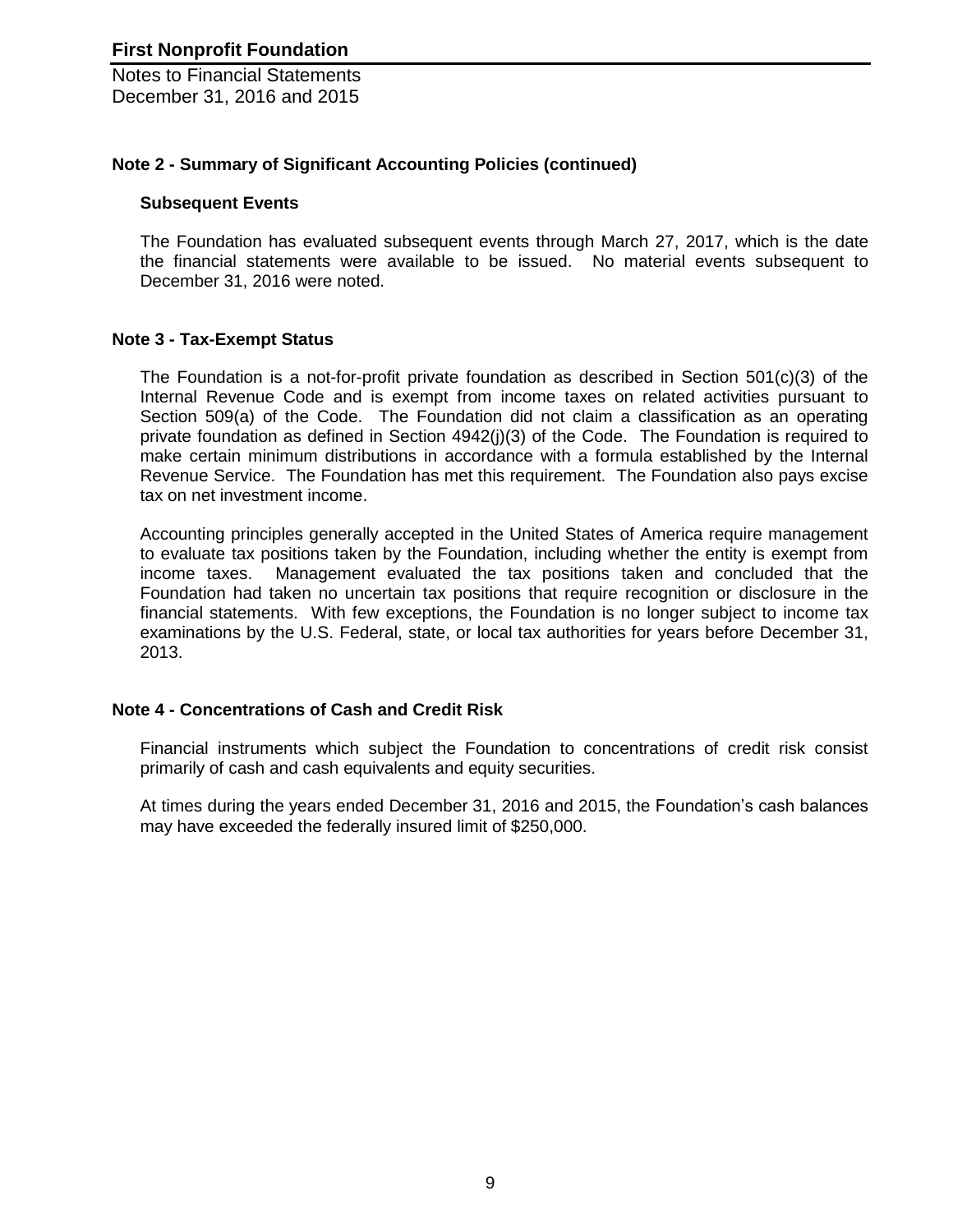## Note 2 - Summary of Significant Accounting Policies (continued)

### Subsequent Events

The Foundation has evaluated subsequent events through March 27, 2017, which is the date the financial statements were available to be issued. No material events subsequent to December 31, 2016 were noted.

## Note 3 - Tax-Exempt Status

The Foundation is a not-for-profit private foundation as described in Section 501(c)(3) of the Internal Revenue Code and is exempt from income taxes on related activities pursuant to Section 509(a) of the Code. The Foundation did not claim a classification as an operating private foundation as defined in Section 4942(j)(3) of the Code. The Foundation is required to make certain minimum distributions in accordance with a formula established by the Internal Revenue Service. The Foundation has met this requirement. The Foundation also pays excise tax on net investment income.

Accounting principles generally accepted in the United States of America require management to evaluate tax positions taken by the Foundation, including whether the entity is exempt from income taxes. Management evaluated the tax positions taken and concluded that the Foundation had taken no uncertain tax positions that require recognition or disclosure in the financial statements. With few exceptions, the Foundation is no longer subject to income tax examinations by the U.S. Federal, state, or local tax authorities for years before December 31, 2013.

## Note 4 - Concentrations of Cash and Credit Risk

Financial instruments which subject the Foundation to concentrations of credit risk consist primarily of cash and cash equivalents and equity securities.

At times during the years ended December 31, 2016 and 2015, the Foundation's cash balances may have exceeded the federally insured limit of $250,000.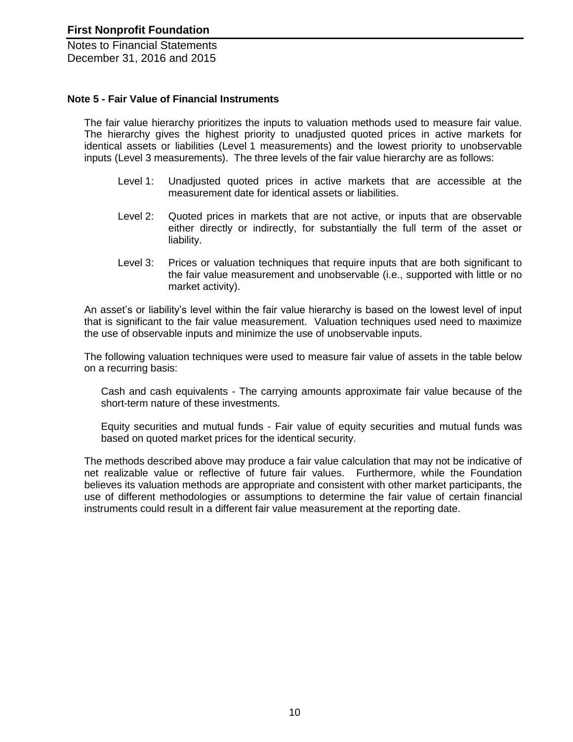## Note 5 - Fair Value of Financial Instruments

The fair value hierarchy prioritizes the inputs to valuation methods used to measure fair value. The hierarchy gives the highest priority to unadjusted quoted prices in active markets for identical assets or liabilities (Level 1 measurements) and the lowest priority to unobservable inputs (Level 3 measurements). The three levels of the fair value hierarchy are as follows:

Level 1: Unadjusted quoted prices in active markets that are accessible at the measurement date for identical assets or liabilities.

Level 2: Quoted prices in markets that are not active, or inputs that are observable either directly or indirectly, for substantially the full term of the asset or liability.

Level 3: Prices or valuation techniques that require inputs that are both significant to the fair value measurement and unobservable (i.e., supported with little or no market activity).

An asset's or liability's level within the fair value hierarchy is based on the lowest level of input that is significant to the fair value measurement. Valuation techniques used need to maximize the use of observable inputs and minimize the use of unobservable inputs.

The following valuation techniques were used to measure fair value of assets in the table below on a recurring basis:

Cash and cash equivalents - The carrying amounts approximate fair value because of the short-term nature of these investments.

Equity securities and mutual funds - Fair value of equity securities and mutual funds was based on quoted market prices for the identical security.

The methods described above may produce a fair value calculation that may not be indicative of net realizable value or reflective of future fair values. Furthermore, while the Foundation believes its valuation methods are appropriate and consistent with other market participants, the use of different methodologies or assumptions to determine the fair value of certain financial instruments could result in a different fair value measurement at the reporting date.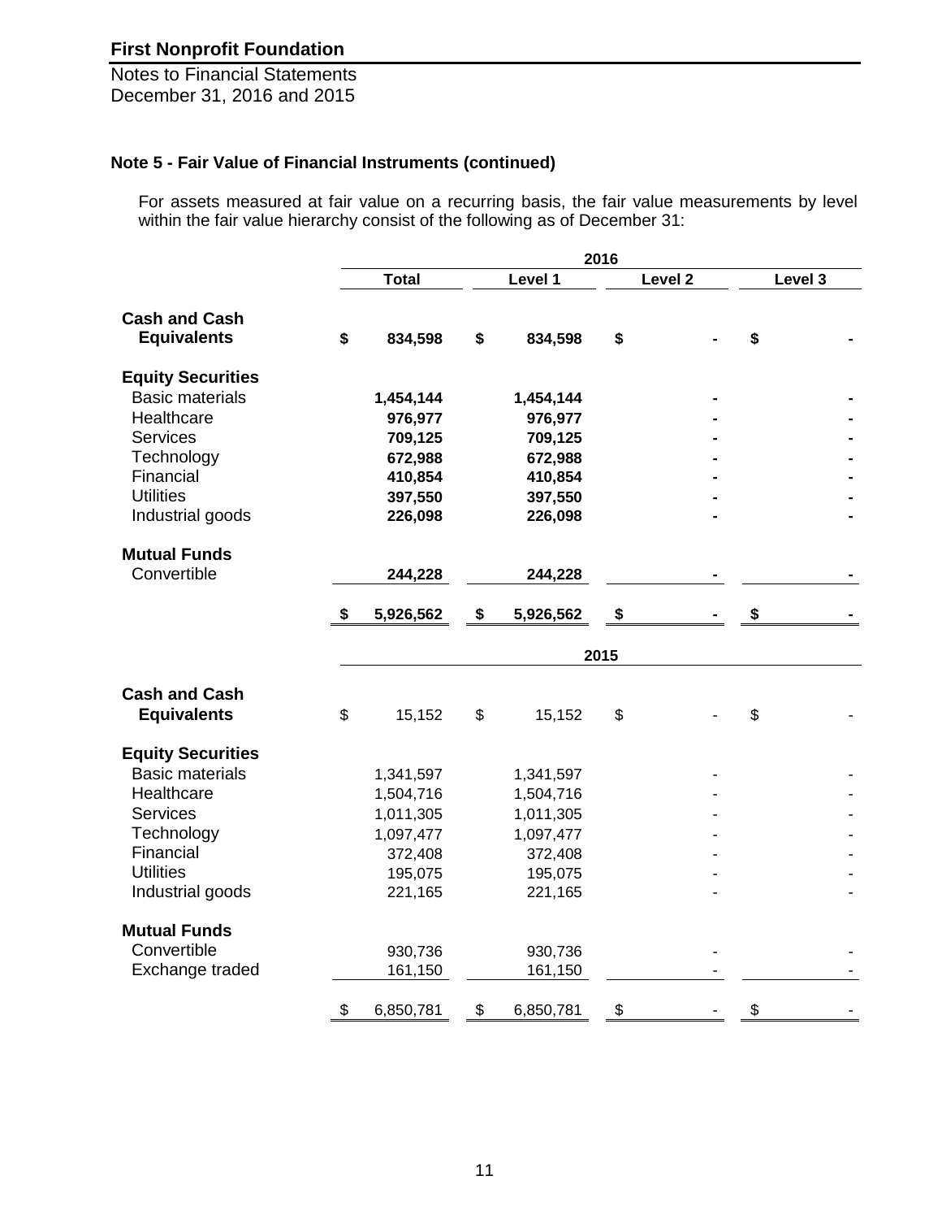## Note 5 - Fair Value of Financial Instruments (continued)

For assets measured at fair value on a recurring basis, the fair value measurements by level within the fair value hierarchy consist of the following as of December 31:

| | 2016 | | | |
|---|---|---|---|---|
| | **Total** | **Level 1** | **Level 2** | **Level 3** |
| **Cash and Cash Equivalents** | **$ 834,598** | **$ 834,598** | **$ -** | **$ -** |
| **Equity Securities** | | | | |
| Basic materials | **1,454,144** | **1,454,144** | **-** | **-** |
| Healthcare | **976,977** | **976,977** | **-** | **-** |
| Services | **709,125** | **709,125** | **-** | **-** |
| Technology | **672,988** | **672,988** | **-** | **-** |
| Financial | **410,854** | **410,854** | **-** | **-** |
| Utilities | **397,550** | **397,550** | **-** | **-** |
| Industrial goods | **226,098** | **226,098** | **-** | **-** |
| **Mutual Funds** | | | | |
| Convertible | **244,228** | **244,228** | **-** | **-** |
| | **$ 5,926,562** | **$ 5,926,562** | **$ -** | **$ -** |

| | 2015 | | | |
|---|---|---|---|---|
| | **Total** | **Level 1** | **Level 2** | **Level 3** |
| **Cash and Cash Equivalents** | $ 15,152 | $ 15,152 | $ - | $ - |
| **Equity Securities** | | | | |
| Basic materials | 1,341,597 | 1,341,597 | - | - |
| Healthcare | 1,504,716 | 1,504,716 | - | - |
| Services | 1,011,305 | 1,011,305 | - | - |
| Technology | 1,097,477 | 1,097,477 | - | - |
| Financial | 372,408 | 372,408 | - | - |
| Utilities | 195,075 | 195,075 | - | - |
| Industrial goods | 221,165 | 221,165 | - | - |
| **Mutual Funds** | | | | |
| Convertible | 930,736 | 930,736 | - | - |
| Exchange traded | 161,150 | 161,150 | - | - |
| | $ 6,850,781 | $ 6,850,781 | $ - | $ - |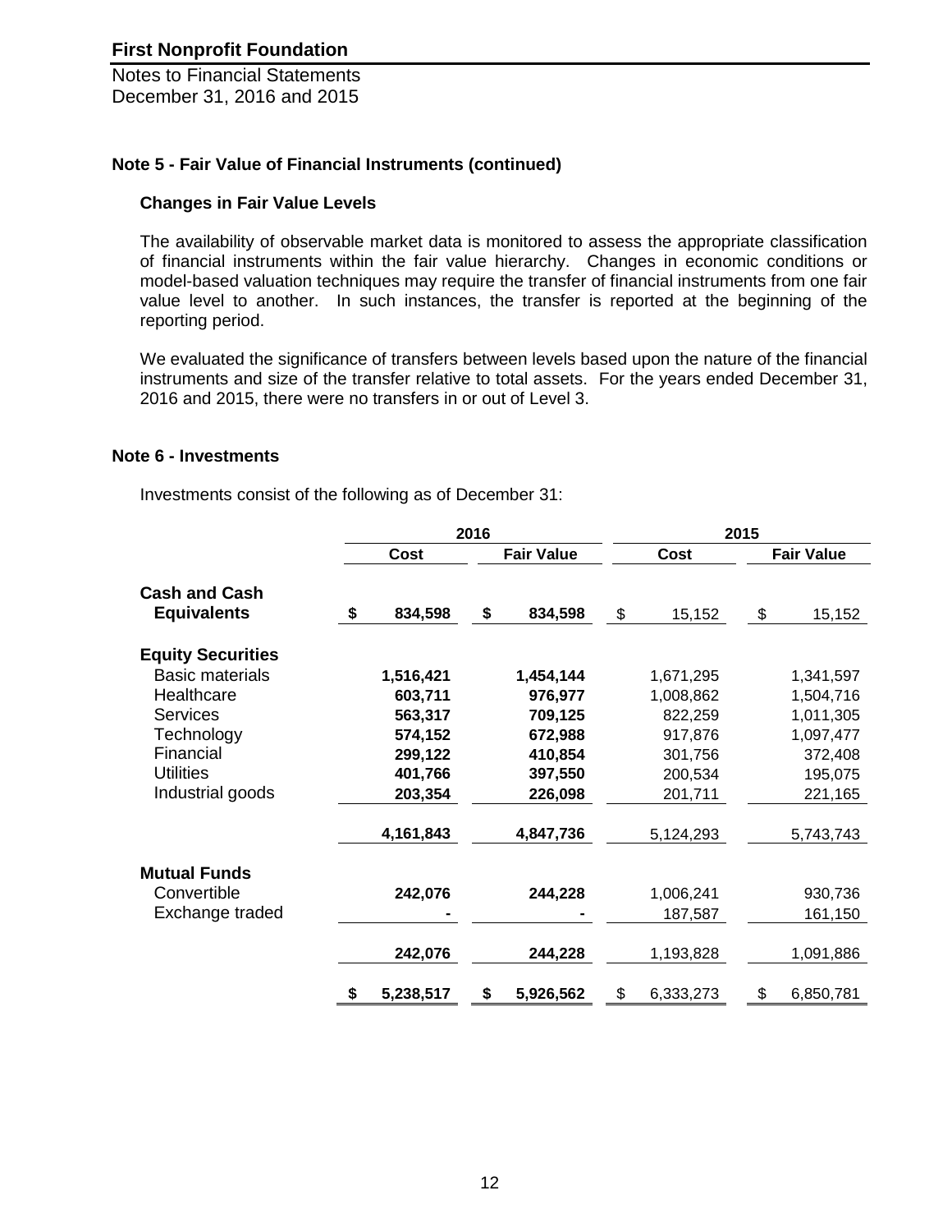### Note 5 - Fair Value of Financial Instruments (continued)

#### Changes in Fair Value Levels

The availability of observable market data is monitored to assess the appropriate classification of financial instruments within the fair value hierarchy. Changes in economic conditions or model-based valuation techniques may require the transfer of financial instruments from one fair value level to another. In such instances, the transfer is reported at the beginning of the reporting period.

We evaluated the significance of transfers between levels based upon the nature of the financial instruments and size of the transfer relative to total assets. For the years ended December 31, 2016 and 2015, there were no transfers in or out of Level 3.

### Note 6 - Investments

Investments consist of the following as of December 31:

| | 2016 | | 2015 | |
|---|---|---|---|---|
| | **Cost** | **Fair Value** | **Cost** | **Fair Value** |
| **Cash and Cash Equivalents** | **$ 834,598** | **$ 834,598** | $ 15,152 | $ 15,152 |
| **Equity Securities** | | | | |
| Basic materials | **1,516,421** | **1,454,144** | 1,671,295 | 1,341,597 |
| Healthcare | **603,711** | **976,977** | 1,008,862 | 1,504,716 |
| Services | **563,317** | **709,125** | 822,259 | 1,011,305 |
| Technology | **574,152** | **672,988** | 917,876 | 1,097,477 |
| Financial | **299,122** | **410,854** | 301,756 | 372,408 |
| Utilities | **401,766** | **397,550** | 200,534 | 195,075 |
| Industrial goods | **203,354** | **226,098** | 201,711 | 221,165 |
| | **4,161,843** | **4,847,736** | 5,124,293 | 5,743,743 |
| **Mutual Funds** | | | | |
| Convertible | **242,076** | **244,228** | 1,006,241 | 930,736 |
| Exchange traded | **-** | **-** | 187,587 | 161,150 |
| | **242,076** | **244,228** | 1,193,828 | 1,091,886 |
| | **$ 5,238,517** | **$ 5,926,562** | $ 6,333,273 | $ 6,850,781 |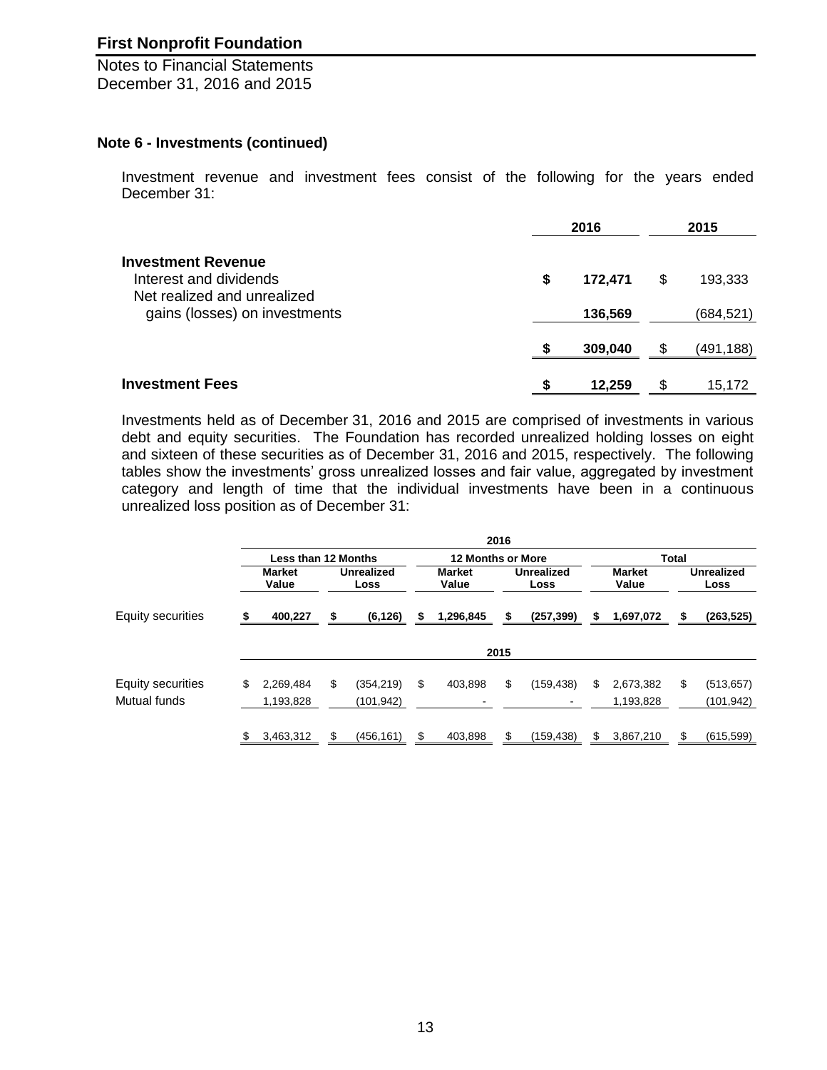## Note 6 - Investments (continued)

Investment revenue and investment fees consist of the following for the years ended December 31:

| | 2016 | 2015 |
|---|---|---|
| **Investment Revenue** | | |
| Interest and dividends | **$ 172,471** | $ 193,333 |
| Net realized and unrealized gains (losses) on investments | **136,569** | (684,521) |
| | **$ 309,040** | $ (491,188) |
| **Investment Fees** | **$ 12,259** | $ 15,172 |

Investments held as of December 31, 2016 and 2015 are comprised of investments in various debt and equity securities. The Foundation has recorded unrealized holding losses on eight and sixteen of these securities as of December 31, 2016 and 2015, respectively. The following tables show the investments' gross unrealized losses and fair value, aggregated by investment category and length of time that the individual investments have been in a continuous unrealized loss position as of December 31:

| | Less than 12 Months | | 12 Months or More | | Total | |
|---|---|---|---|---|---|---|
| | Market Value | Unrealized Loss | Market Value | Unrealized Loss | Market Value | Unrealized Loss |
| **2016** | | | | | | |
| Equity securities | **$ 400,227** | **$ (6,126)** | **$ 1,296,845** | **$ (257,399)** | **$ 1,697,072** | **$ (263,525)** |
| **2015** | | | | | | |
| Equity securities | $ 2,269,484 | $ (354,219) | $ 403,898 | $ (159,438) | $ 2,673,382 | $ (513,657) |
| Mutual funds | 1,193,828 | (101,942) | - | - | 1,193,828 | (101,942) |
| | $ 3,463,312 | $ (456,161) | $ 403,898 | $ (159,438) | $ 3,867,210 | $ (615,599) |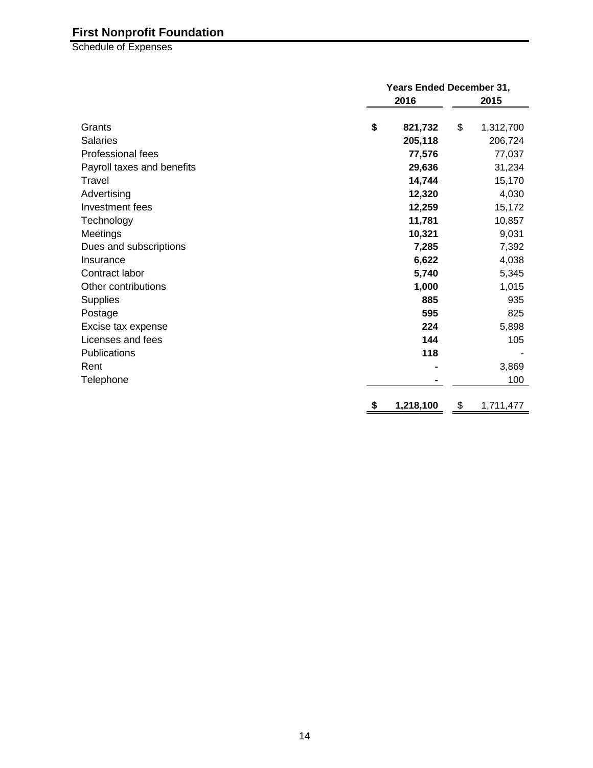# First Nonprofit Foundation

Schedule of Expenses

| | Years Ended December 31, | |
|---|---|---|
| | **2016** | **2015** |
| Grants | **$ 821,732** | $ 1,312,700 |
| Salaries | **205,118** | 206,724 |
| Professional fees | **77,576** | 77,037 |
| Payroll taxes and benefits | **29,636** | 31,234 |
| Travel | **14,744** | 15,170 |
| Advertising | **12,320** | 4,030 |
| Investment fees | **12,259** | 15,172 |
| Technology | **11,781** | 10,857 |
| Meetings | **10,321** | 9,031 |
| Dues and subscriptions | **7,285** | 7,392 |
| Insurance | **6,622** | 4,038 |
| Contract labor | **5,740** | 5,345 |
| Other contributions | **1,000** | 1,015 |
| Supplies | **885** | 935 |
| Postage | **595** | 825 |
| Excise tax expense | **224** | 5,898 |
| Licenses and fees | **144** | 105 |
| Publications | **118** | - |
| Rent | **-** | 3,869 |
| Telephone | **-** | 100 |
| | **$ 1,218,100** | $ 1,711,477 |